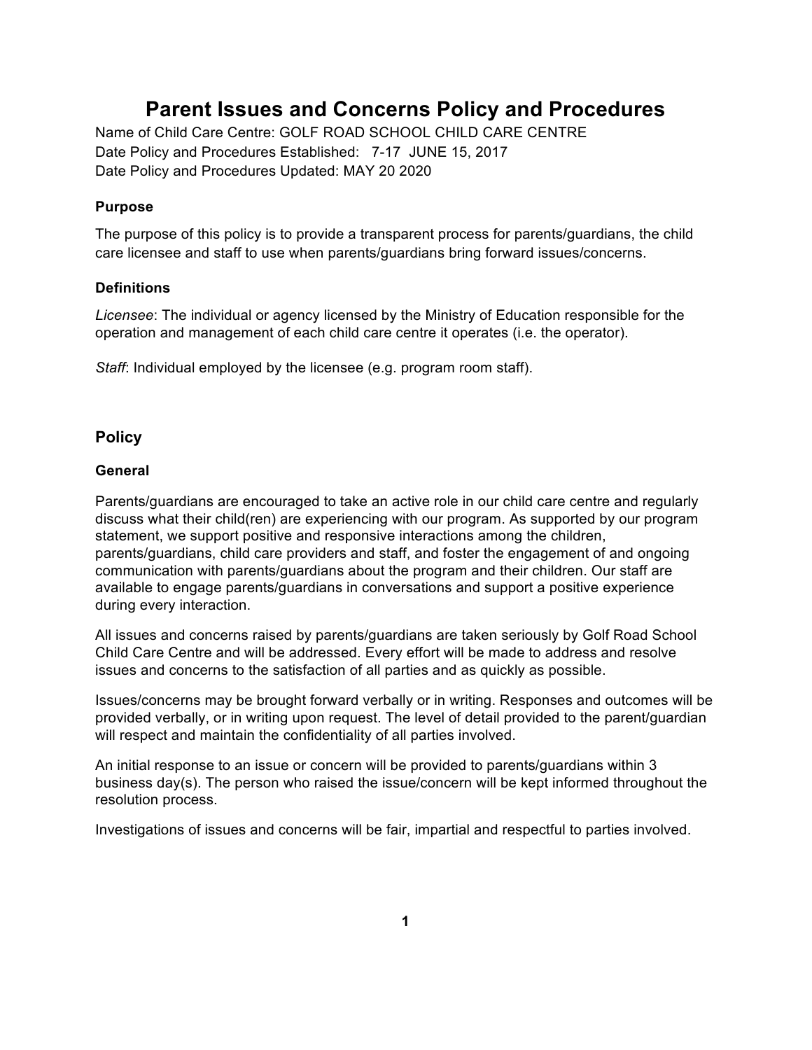# Parent Issues and Concerns Policy and Procedures

Name of Child Care Centre: GOLF ROAD SCHOOL CHILD CARE CENTRE
Date Policy and Procedures Established: 7-17 JUNE 15, 2017
Date Policy and Procedures Updated: MAY 20 2020

### Purpose

The purpose of this policy is to provide a transparent process for parents/guardians, the child care licensee and staff to use when parents/guardians bring forward issues/concerns.

### Definitions

*Licensee*: The individual or agency licensed by the Ministry of Education responsible for the operation and management of each child care centre it operates (i.e. the operator).

*Staff*: Individual employed by the licensee (e.g. program room staff).

## Policy

### General

Parents/guardians are encouraged to take an active role in our child care centre and regularly discuss what their child(ren) are experiencing with our program. As supported by our program statement, we support positive and responsive interactions among the children, parents/guardians, child care providers and staff, and foster the engagement of and ongoing communication with parents/guardians about the program and their children. Our staff are available to engage parents/guardians in conversations and support a positive experience during every interaction.

All issues and concerns raised by parents/guardians are taken seriously by Golf Road School Child Care Centre and will be addressed. Every effort will be made to address and resolve issues and concerns to the satisfaction of all parties and as quickly as possible.

Issues/concerns may be brought forward verbally or in writing. Responses and outcomes will be provided verbally, or in writing upon request. The level of detail provided to the parent/guardian will respect and maintain the confidentiality of all parties involved.

An initial response to an issue or concern will be provided to parents/guardians within 3 business day(s). The person who raised the issue/concern will be kept informed throughout the resolution process.

Investigations of issues and concerns will be fair, impartial and respectful to parties involved.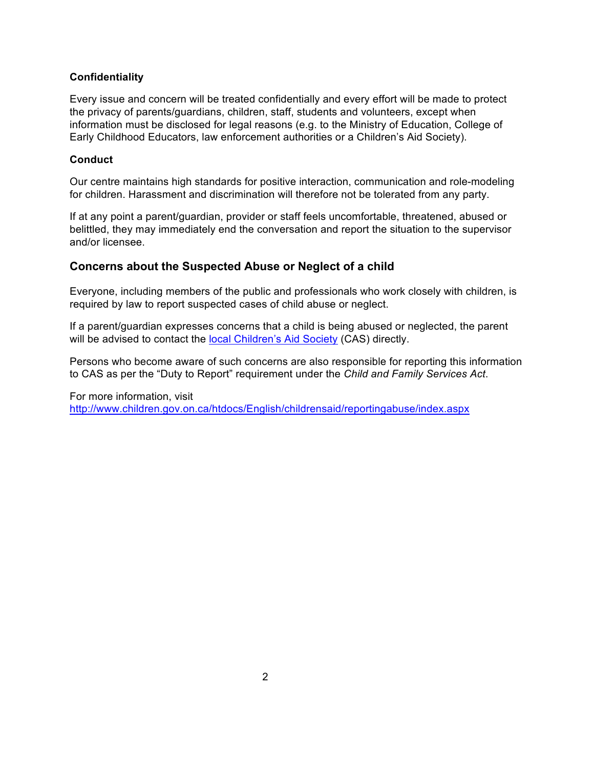### Confidentiality

Every issue and concern will be treated confidentially and every effort will be made to protect the privacy of parents/guardians, children, staff, students and volunteers, except when information must be disclosed for legal reasons (e.g. to the Ministry of Education, College of Early Childhood Educators, law enforcement authorities or a Children's Aid Society).

### Conduct

Our centre maintains high standards for positive interaction, communication and role-modeling for children. Harassment and discrimination will therefore not be tolerated from any party.

If at any point a parent/guardian, provider or staff feels uncomfortable, threatened, abused or belittled, they may immediately end the conversation and report the situation to the supervisor and/or licensee.

## Concerns about the Suspected Abuse or Neglect of a child

Everyone, including members of the public and professionals who work closely with children, is required by law to report suspected cases of child abuse or neglect.

If a parent/guardian expresses concerns that a child is being abused or neglected, the parent will be advised to contact the local Children's Aid Society (CAS) directly.

Persons who become aware of such concerns are also responsible for reporting this information to CAS as per the "Duty to Report" requirement under the *Child and Family Services Act*.

For more information, visit
http://www.children.gov.on.ca/htdocs/English/childrensaid/reportingabuse/index.aspx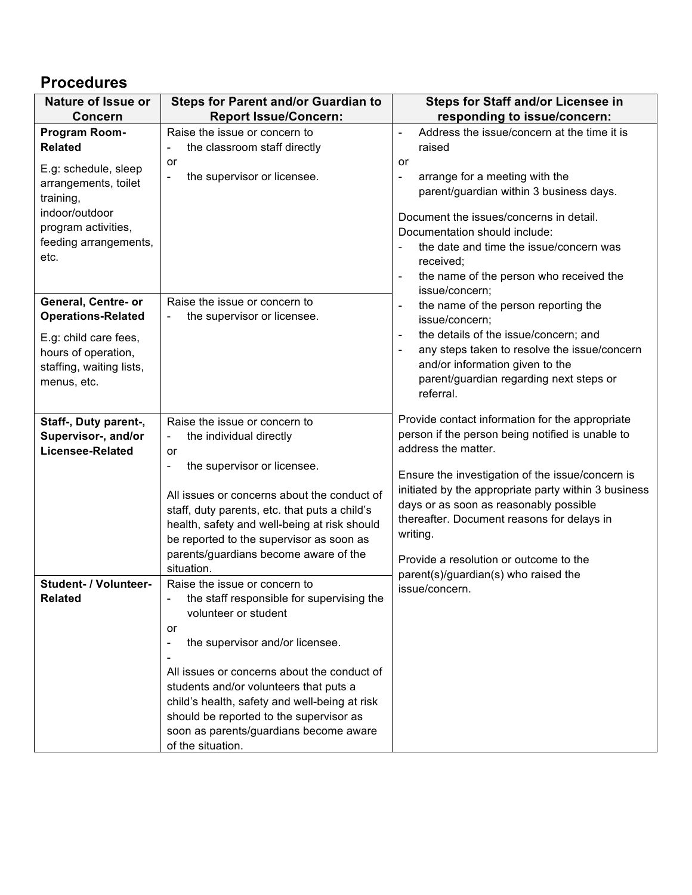## Procedures

| Nature of Issue or Concern | Steps for Parent and/or Guardian to Report Issue/Concern: | Steps for Staff and/or Licensee in responding to issue/concern: |
|---|---|---|
| **Program Room-Related**<br><br>E.g: schedule, sleep arrangements, toilet training, indoor/outdoor program activities, feeding arrangements, etc. | Raise the issue or concern to<br>- the classroom staff directly<br>or<br>- the supervisor or licensee. | - Address the issue/concern at the time it is raised<br>or<br>- arrange for a meeting with the parent/guardian within 3 business days.<br><br>Document the issues/concerns in detail. Documentation should include:<br>- the date and time the issue/concern was received;<br>- the name of the person who received the issue/concern;<br>- the name of the person reporting the issue/concern;<br>- the details of the issue/concern; and<br>- any steps taken to resolve the issue/concern and/or information given to the parent/guardian regarding next steps or referral.<br><br>Provide contact information for the appropriate person if the person being notified is unable to address the matter.<br><br>Ensure the investigation of the issue/concern is initiated by the appropriate party within 3 business days or as soon as reasonably possible thereafter. Document reasons for delays in writing.<br><br>Provide a resolution or outcome to the parent(s)/guardian(s) who raised the issue/concern. |
| **General, Centre- or Operations-Related**<br><br>E.g: child care fees, hours of operation, staffing, waiting lists, menus, etc. | Raise the issue or concern to<br>- the supervisor or licensee. | |
| **Staff-, Duty parent-, Supervisor-, and/or Licensee-Related** | Raise the issue or concern to<br>- the individual directly<br>or<br>- the supervisor or licensee.<br><br>All issues or concerns about the conduct of staff, duty parents, etc. that puts a child's health, safety and well-being at risk should be reported to the supervisor as soon as parents/guardians become aware of the situation. | |
| **Student- / Volunteer-Related** | Raise the issue or concern to<br>- the staff responsible for supervising the volunteer or student<br>or<br>- the supervisor and/or licensee.<br>-<br>All issues or concerns about the conduct of students and/or volunteers that puts a child's health, safety and well-being at risk should be reported to the supervisor as soon as parents/guardians become aware of the situation. | |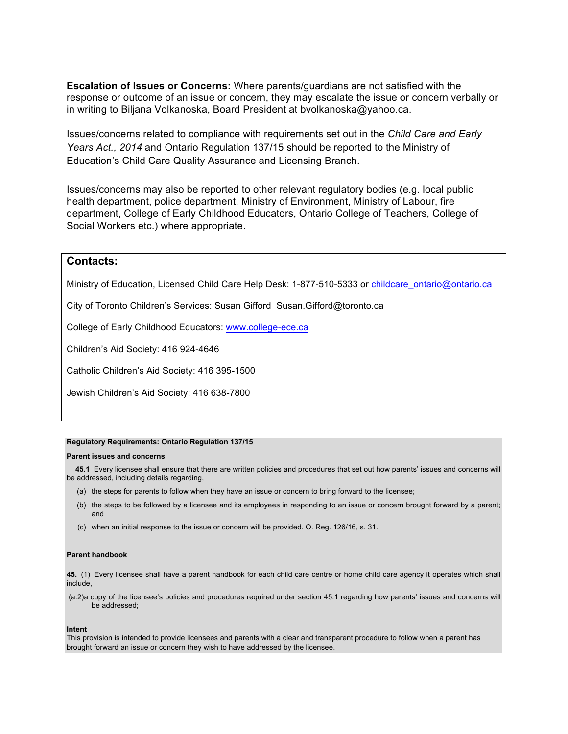**Escalation of Issues or Concerns:** Where parents/guardians are not satisfied with the response or outcome of an issue or concern, they may escalate the issue or concern verbally or in writing to Biljana Volkanoska, Board President at bvolkanoska@yahoo.ca.

Issues/concerns related to compliance with requirements set out in the *Child Care and Early Years Act., 2014* and Ontario Regulation 137/15 should be reported to the Ministry of Education's Child Care Quality Assurance and Licensing Branch.

Issues/concerns may also be reported to other relevant regulatory bodies (e.g. local public health department, police department, Ministry of Environment, Ministry of Labour, fire department, College of Early Childhood Educators, Ontario College of Teachers, College of Social Workers etc.) where appropriate.

## Contacts:

Ministry of Education, Licensed Child Care Help Desk: 1-877-510-5333 or childcare_ontario@ontario.ca

City of Toronto Children's Services: Susan Gifford Susan.Gifford@toronto.ca

College of Early Childhood Educators: www.college-ece.ca

Children's Aid Society: 416 924-4646

Catholic Children's Aid Society: 416 395-1500

Jewish Children's Aid Society: 416 638-7800

**Regulatory Requirements: Ontario Regulation 137/15**

**Parent issues and concerns**

**45.1** Every licensee shall ensure that there are written policies and procedures that set out how parents' issues and concerns will be addressed, including details regarding,

(a) the steps for parents to follow when they have an issue or concern to bring forward to the licensee;

(b) the steps to be followed by a licensee and its employees in responding to an issue or concern brought forward by a parent; and

(c) when an initial response to the issue or concern will be provided. O. Reg. 126/16, s. 31.

**Parent handbook**

**45.** (1) Every licensee shall have a parent handbook for each child care centre or home child care agency it operates which shall include,

(a.2) a copy of the licensee's policies and procedures required under section 45.1 regarding how parents' issues and concerns will be addressed;

**Intent**

This provision is intended to provide licensees and parents with a clear and transparent procedure to follow when a parent has brought forward an issue or concern they wish to have addressed by the licensee.